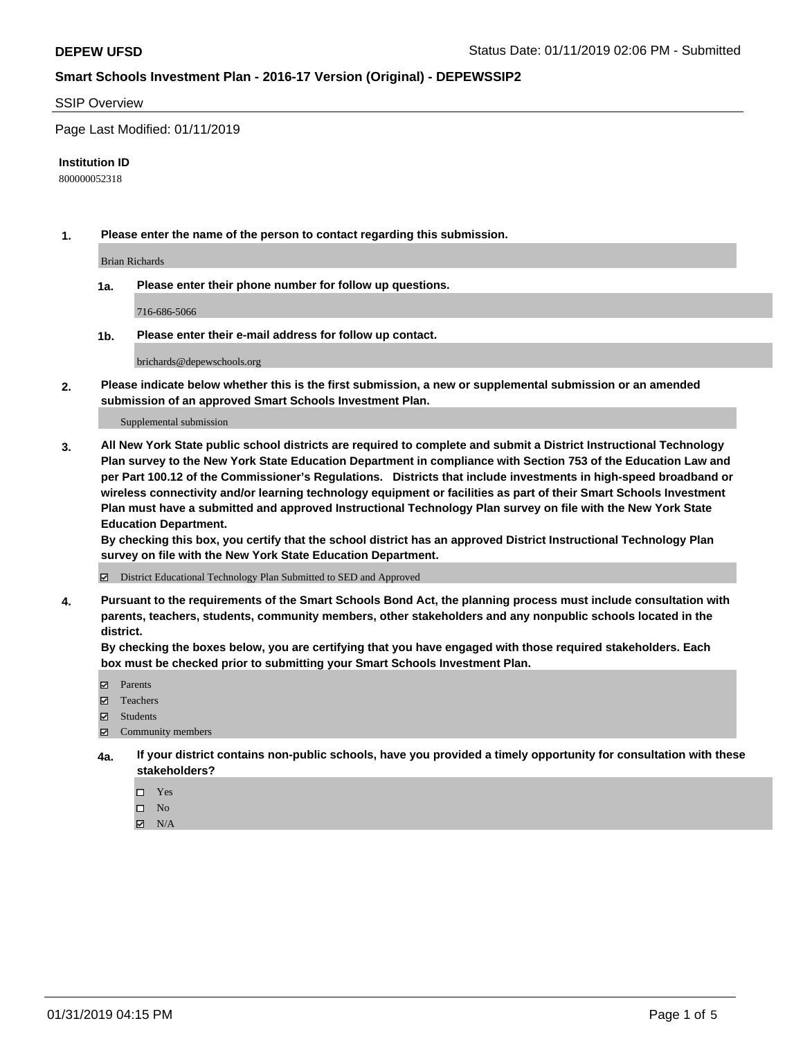**DEPEW UFSD** Status Date: 01/11/2019 02:06 PM - Submitted

## Smart Schools Investment Plan - 2016-17 Version (Original) - DEPEWSSIP2

SSIP Overview

Page Last Modified: 01/11/2019

**Institution ID**

800000052318

**1. Please enter the name of the person to contact regarding this submission.**

Brian Richards

**1a. Please enter their phone number for follow up questions.**

716-686-5066

**1b. Please enter their e-mail address for follow up contact.**

brichards@depewschools.org

**2. Please indicate below whether this is the first submission, a new or supplemental submission or an amended submission of an approved Smart Schools Investment Plan.**

Supplemental submission

**3. All New York State public school districts are required to complete and submit a District Instructional Technology Plan survey to the New York State Education Department in compliance with Section 753 of the Education Law and per Part 100.12 of the Commissioner's Regulations. Districts that include investments in high-speed broadband or wireless connectivity and/or learning technology equipment or facilities as part of their Smart Schools Investment Plan must have a submitted and approved Instructional Technology Plan survey on file with the New York State Education Department.**
**By checking this box, you certify that the school district has an approved District Instructional Technology Plan survey on file with the New York State Education Department.**

- [x] District Educational Technology Plan Submitted to SED and Approved

**4. Pursuant to the requirements of the Smart Schools Bond Act, the planning process must include consultation with parents, teachers, students, community members, other stakeholders and any nonpublic schools located in the district.**
**By checking the boxes below, you are certifying that you have engaged with those required stakeholders. Each box must be checked prior to submitting your Smart Schools Investment Plan.**

- [x] Parents
- [x] Teachers
- [x] Students
- [x] Community members

**4a. If your district contains non-public schools, have you provided a timely opportunity for consultation with these stakeholders?**

- [ ] Yes
- [ ] No
- [x] N/A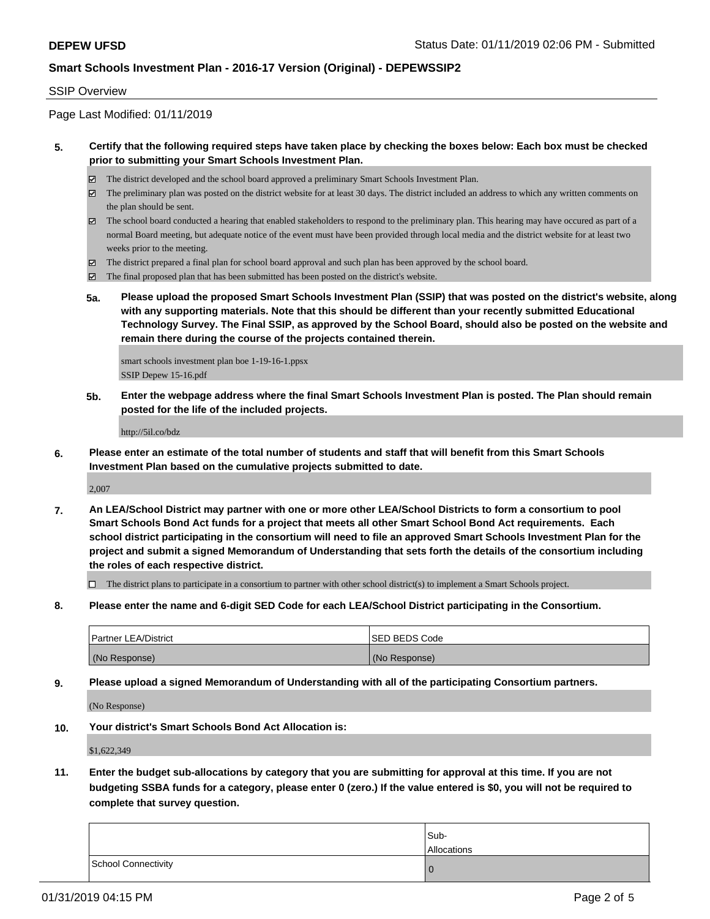SSIP Overview

Page Last Modified: 01/11/2019

**5. Certify that the following required steps have taken place by checking the boxes below: Each box must be checked prior to submitting your Smart Schools Investment Plan.**

- ☑ The district developed and the school board approved a preliminary Smart Schools Investment Plan.
- ☑ The preliminary plan was posted on the district website for at least 30 days. The district included an address to which any written comments on the plan should be sent.
- ☑ The school board conducted a hearing that enabled stakeholders to respond to the preliminary plan. This hearing may have occured as part of a normal Board meeting, but adequate notice of the event must have been provided through local media and the district website for at least two weeks prior to the meeting.
- ☑ The district prepared a final plan for school board approval and such plan has been approved by the school board.
- ☑ The final proposed plan that has been submitted has been posted on the district's website.

**5a. Please upload the proposed Smart Schools Investment Plan (SSIP) that was posted on the district's website, along with any supporting materials. Note that this should be different than your recently submitted Educational Technology Survey. The Final SSIP, as approved by the School Board, should also be posted on the website and remain there during the course of the projects contained therein.**

smart schools investment plan boe 1-19-16-1.ppsx
SSIP Depew 15-16.pdf

**5b. Enter the webpage address where the final Smart Schools Investment Plan is posted. The Plan should remain posted for the life of the included projects.**

http://5il.co/bdz

**6. Please enter an estimate of the total number of students and staff that will benefit from this Smart Schools Investment Plan based on the cumulative projects submitted to date.**

2,007

**7. An LEA/School District may partner with one or more other LEA/School Districts to form a consortium to pool Smart Schools Bond Act funds for a project that meets all other Smart School Bond Act requirements. Each school district participating in the consortium will need to file an approved Smart Schools Investment Plan for the project and submit a signed Memorandum of Understanding that sets forth the details of the consortium including the roles of each respective district.**

- ☐ The district plans to participate in a consortium to partner with other school district(s) to implement a Smart Schools project.

**8. Please enter the name and 6-digit SED Code for each LEA/School District participating in the Consortium.**

| Partner LEA/District | SED BEDS Code |
|---|---|
| (No Response) | (No Response) |

**9. Please upload a signed Memorandum of Understanding with all of the participating Consortium partners.**

(No Response)

**10. Your district's Smart Schools Bond Act Allocation is:**

$1,622,349

**11. Enter the budget sub-allocations by category that you are submitting for approval at this time. If you are not budgeting SSBA funds for a category, please enter 0 (zero.) If the value entered is $0, you will not be required to complete that survey question.**

| | Sub-Allocations |
|---|---|
| School Connectivity | 0 |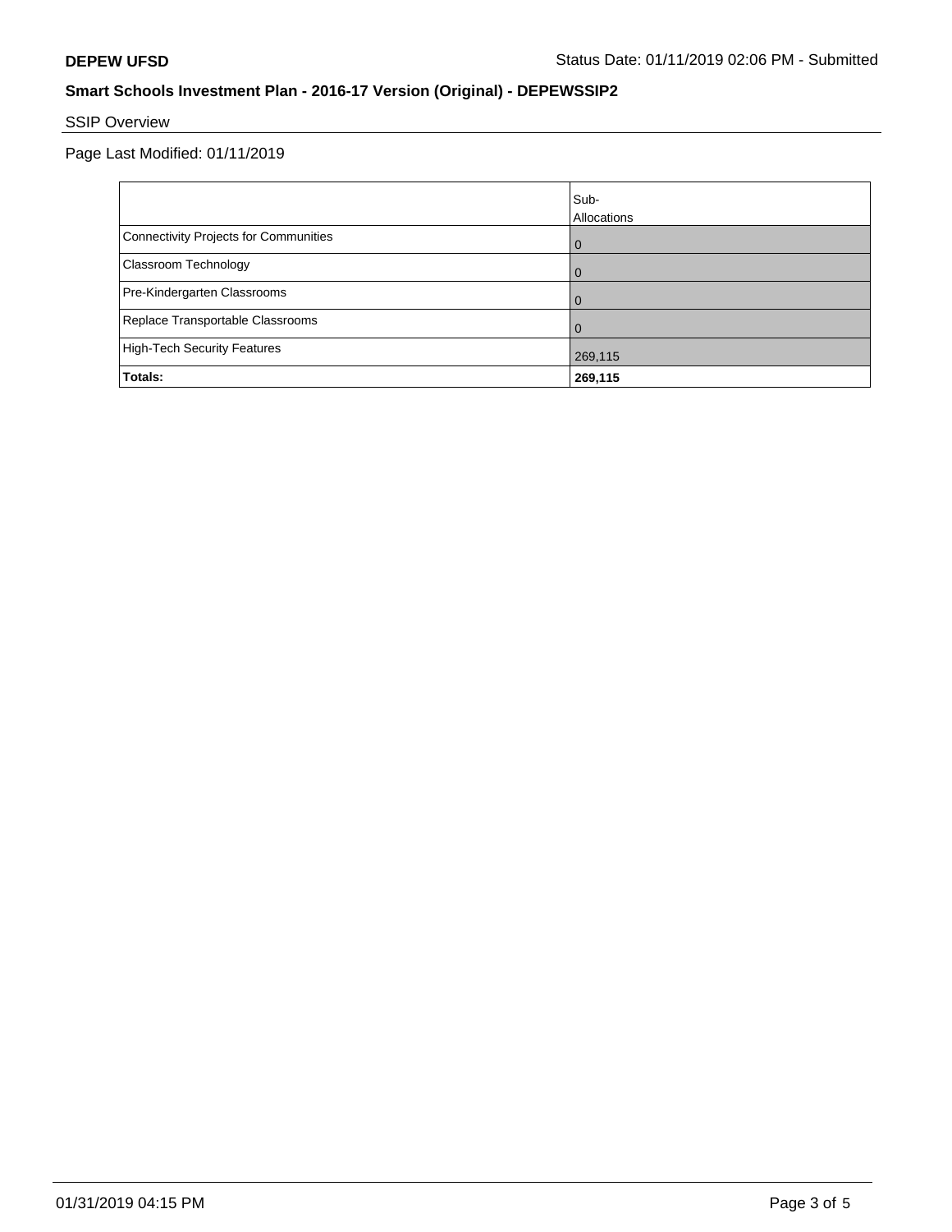**DEPEW UFSD** Status Date: 01/11/2019 02:06 PM - Submitted

## Smart Schools Investment Plan - 2016-17 Version (Original) - DEPEWSSIP2

SSIP Overview

Page Last Modified: 01/11/2019

| | Sub-Allocations |
|---|---|
| Connectivity Projects for Communities | 0 |
| Classroom Technology | 0 |
| Pre-Kindergarten Classrooms | 0 |
| Replace Transportable Classrooms | 0 |
| High-Tech Security Features | 269,115 |
| **Totals:** | **269,115** |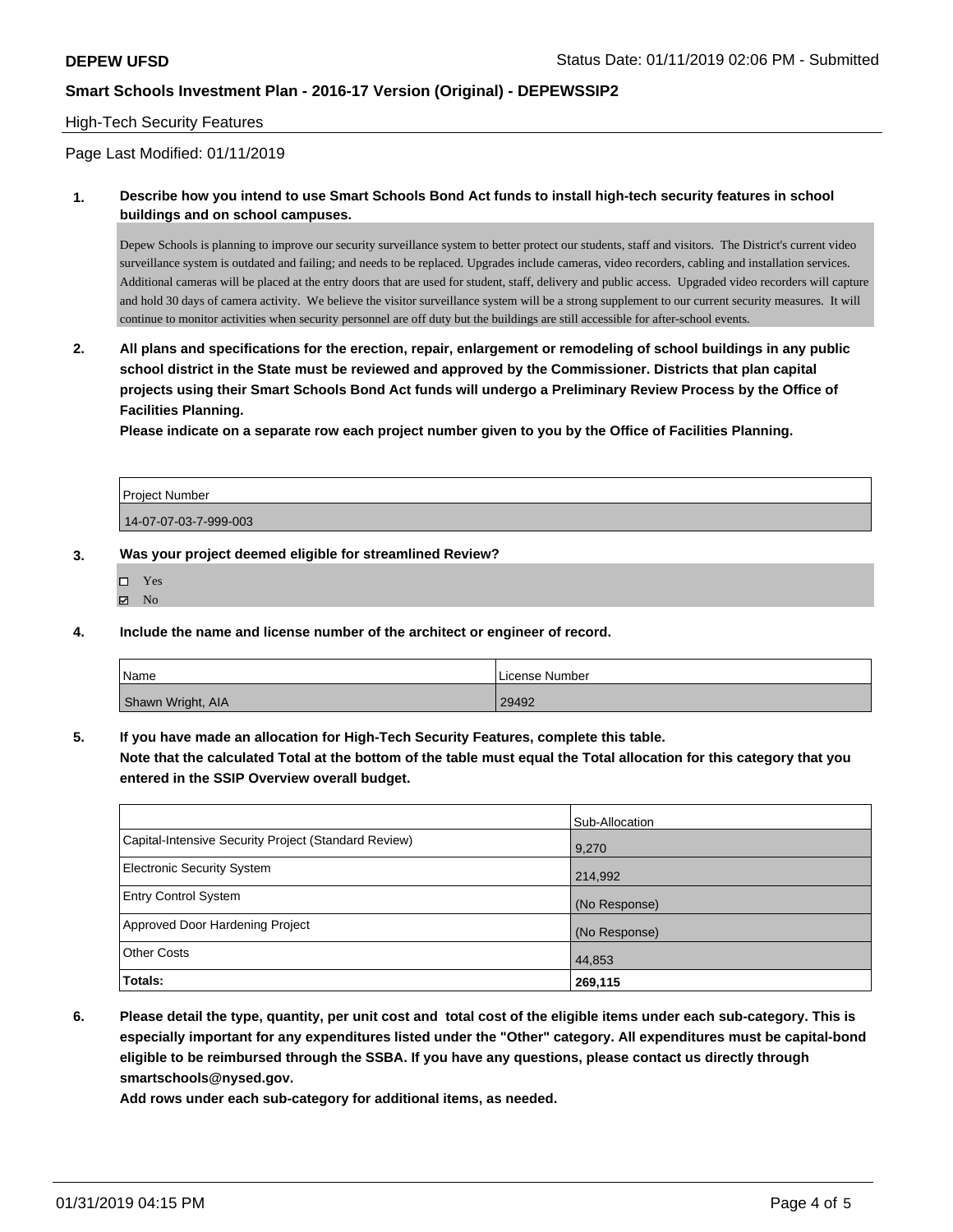## High-Tech Security Features

Page Last Modified: 01/11/2019

**1. Describe how you intend to use Smart Schools Bond Act funds to install high-tech security features in school buildings and on school campuses.**

Depew Schools is planning to improve our security surveillance system to better protect our students, staff and visitors. The District's current video surveillance system is outdated and failing; and needs to be replaced. Upgrades include cameras, video recorders, cabling and installation services. Additional cameras will be placed at the entry doors that are used for student, staff, delivery and public access. Upgraded video recorders will capture and hold 30 days of camera activity. We believe the visitor surveillance system will be a strong supplement to our current security measures. It will continue to monitor activities when security personnel are off duty but the buildings are still accessible for after-school events.

**2. All plans and specifications for the erection, repair, enlargement or remodeling of school buildings in any public school district in the State must be reviewed and approved by the Commissioner. Districts that plan capital projects using their Smart Schools Bond Act funds will undergo a Preliminary Review Process by the Office of Facilities Planning.**

**Please indicate on a separate row each project number given to you by the Office of Facilities Planning.**

| Project Number |
| --- |
| 14-07-07-03-7-999-003 |

**3. Was your project deemed eligible for streamlined Review?**

- ☐ Yes
- ☑ No

**4. Include the name and license number of the architect or engineer of record.**

| Name | License Number |
| --- | --- |
| Shawn Wright, AIA | 29492 |

**5. If you have made an allocation for High-Tech Security Features, complete this table.**
**Note that the calculated Total at the bottom of the table must equal the Total allocation for this category that you entered in the SSIP Overview overall budget.**

| | Sub-Allocation |
| --- | --- |
| Capital-Intensive Security Project (Standard Review) | 9,270 |
| Electronic Security System | 214,992 |
| Entry Control System | (No Response) |
| Approved Door Hardening Project | (No Response) |
| Other Costs | 44,853 |
| **Totals:** | **269,115** |

**6. Please detail the type, quantity, per unit cost and total cost of the eligible items under each sub-category. This is especially important for any expenditures listed under the "Other" category. All expenditures must be capital-bond eligible to be reimbursed through the SSBA. If you have any questions, please contact us directly through smartschools@nysed.gov.**

**Add rows under each sub-category for additional items, as needed.**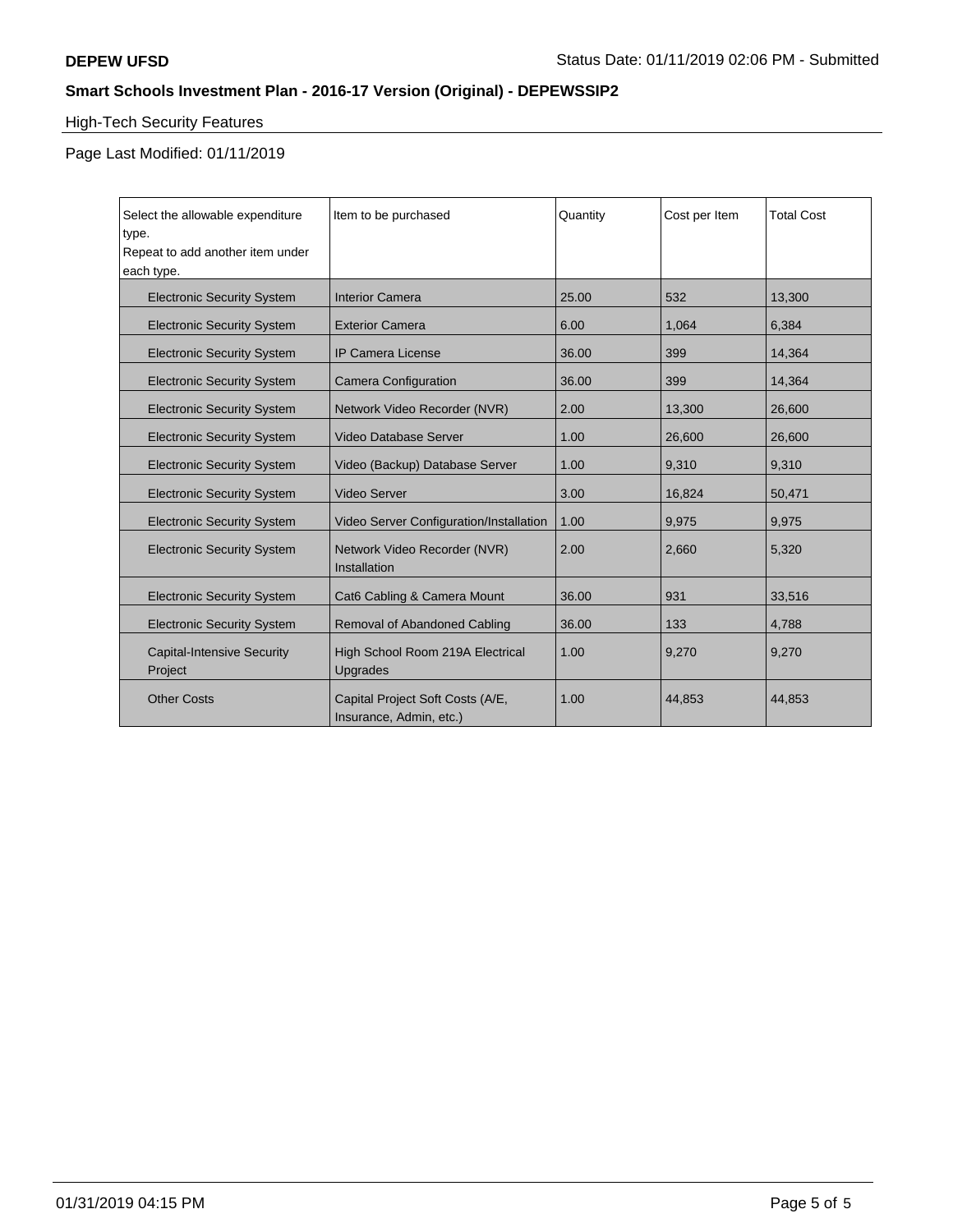**DEPEW UFSD** Status Date: 01/11/2019 02:06 PM - Submitted

**Smart Schools Investment Plan - 2016-17 Version (Original) - DEPEWSSIP2**

High-Tech Security Features

Page Last Modified: 01/11/2019

| Select the allowable expenditure type. Repeat to add another item under each type. | Item to be purchased | Quantity | Cost per Item | Total Cost |
|---|---|---|---|---|
| Electronic Security System | Interior Camera | 25.00 | 532 | 13,300 |
| Electronic Security System | Exterior Camera | 6.00 | 1,064 | 6,384 |
| Electronic Security System | IP Camera License | 36.00 | 399 | 14,364 |
| Electronic Security System | Camera Configuration | 36.00 | 399 | 14,364 |
| Electronic Security System | Network Video Recorder (NVR) | 2.00 | 13,300 | 26,600 |
| Electronic Security System | Video Database Server | 1.00 | 26,600 | 26,600 |
| Electronic Security System | Video (Backup) Database Server | 1.00 | 9,310 | 9,310 |
| Electronic Security System | Video Server | 3.00 | 16,824 | 50,471 |
| Electronic Security System | Video Server Configuration/Installation | 1.00 | 9,975 | 9,975 |
| Electronic Security System | Network Video Recorder (NVR) Installation | 2.00 | 2,660 | 5,320 |
| Electronic Security System | Cat6 Cabling & Camera Mount | 36.00 | 931 | 33,516 |
| Electronic Security System | Removal of Abandoned Cabling | 36.00 | 133 | 4,788 |
| Capital-Intensive Security Project | High School Room 219A Electrical Upgrades | 1.00 | 9,270 | 9,270 |
| Other Costs | Capital Project Soft Costs (A/E, Insurance, Admin, etc.) | 1.00 | 44,853 | 44,853 |

01/31/2019 04:15 PM